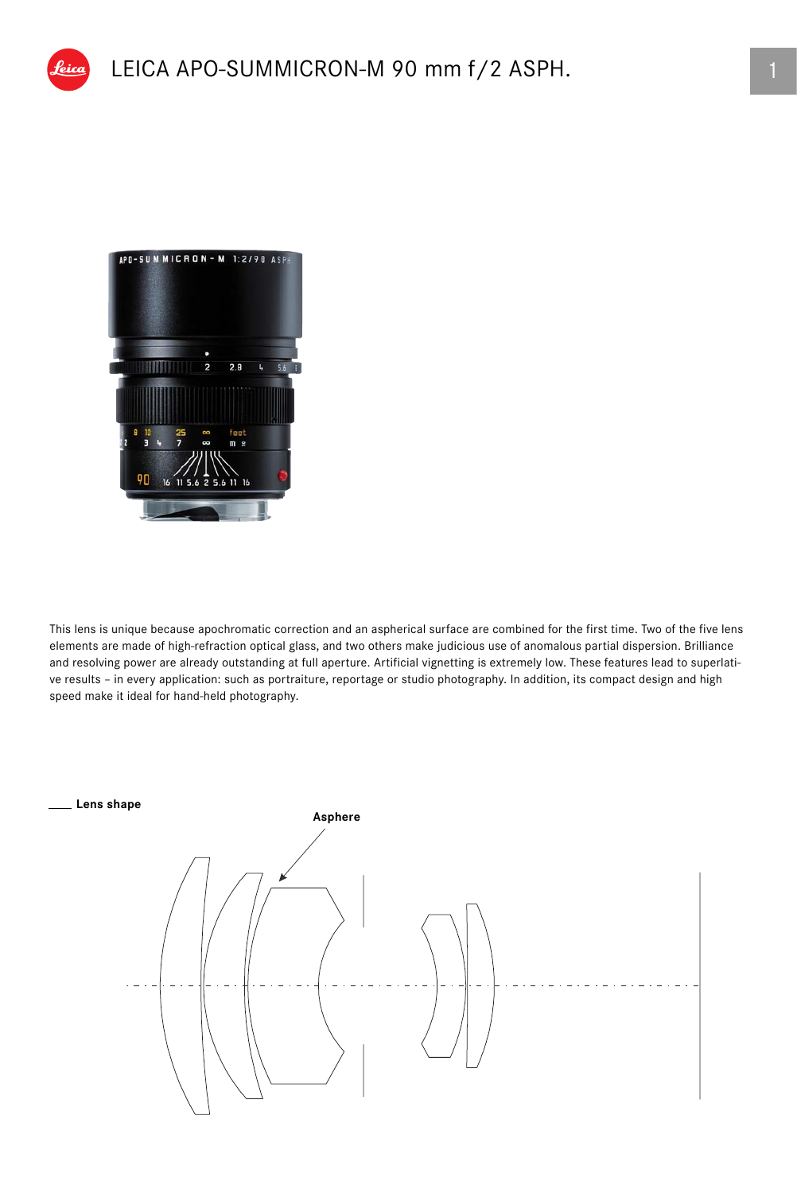# LEICA APO-SUMMICRON-M 90 mm f/2 ASPH.

This lens is unique because apochromatic correction and an aspherical surface are combined for the first time. Two of the five lens elements are made of high-refraction optical glass, and two others make judicious use of anomalous partial dispersion. Brilliance and resolving power are already outstanding at full aperture. Artificial vignetting is extremely low. These features lead to superlative results – in every application: such as portraiture, reportage or studio photography. In addition, its compact design and high speed make it ideal for hand-held photography.

## Lens shape

Asphere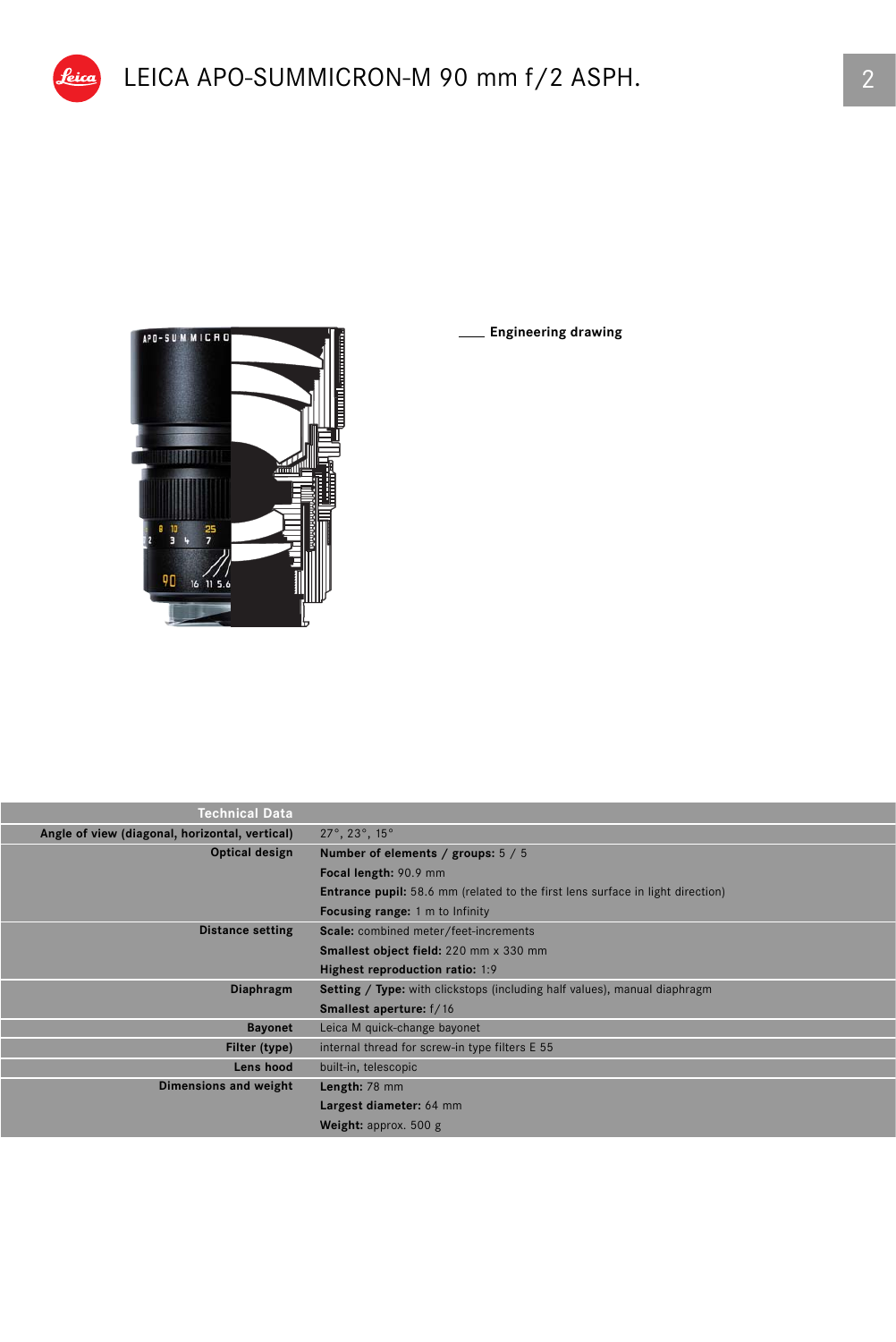# LEICA APO-SUMMICRON-M 90 mm f/2 ASPH.

Engineering drawing

| Technical Data | |
|---|---|
| Angle of view (diagonal, horizontal, vertical) | 27°, 23°, 15° |
| Optical design | **Number of elements / groups:** 5 / 5 |
| | **Focal length:** 90.9 mm |
| | **Entrance pupil:** 58.6 mm (related to the first lens surface in light direction) |
| | **Focusing range:** 1 m to Infinity |
| Distance setting | **Scale:** combined meter/feet-increments |
| | **Smallest object field:** 220 mm x 330 mm |
| | **Highest reproduction ratio:** 1:9 |
| Diaphragm | **Setting / Type:** with clickstops (including half values), manual diaphragm |
| | **Smallest aperture:** f/16 |
| Bayonet | Leica M quick-change bayonet |
| Filter (type) | internal thread for screw-in type filters E 55 |
| Lens hood | built-in, telescopic |
| Dimensions and weight | **Length:** 78 mm |
| | **Largest diameter:** 64 mm |
| | **Weight:** approx. 500 g |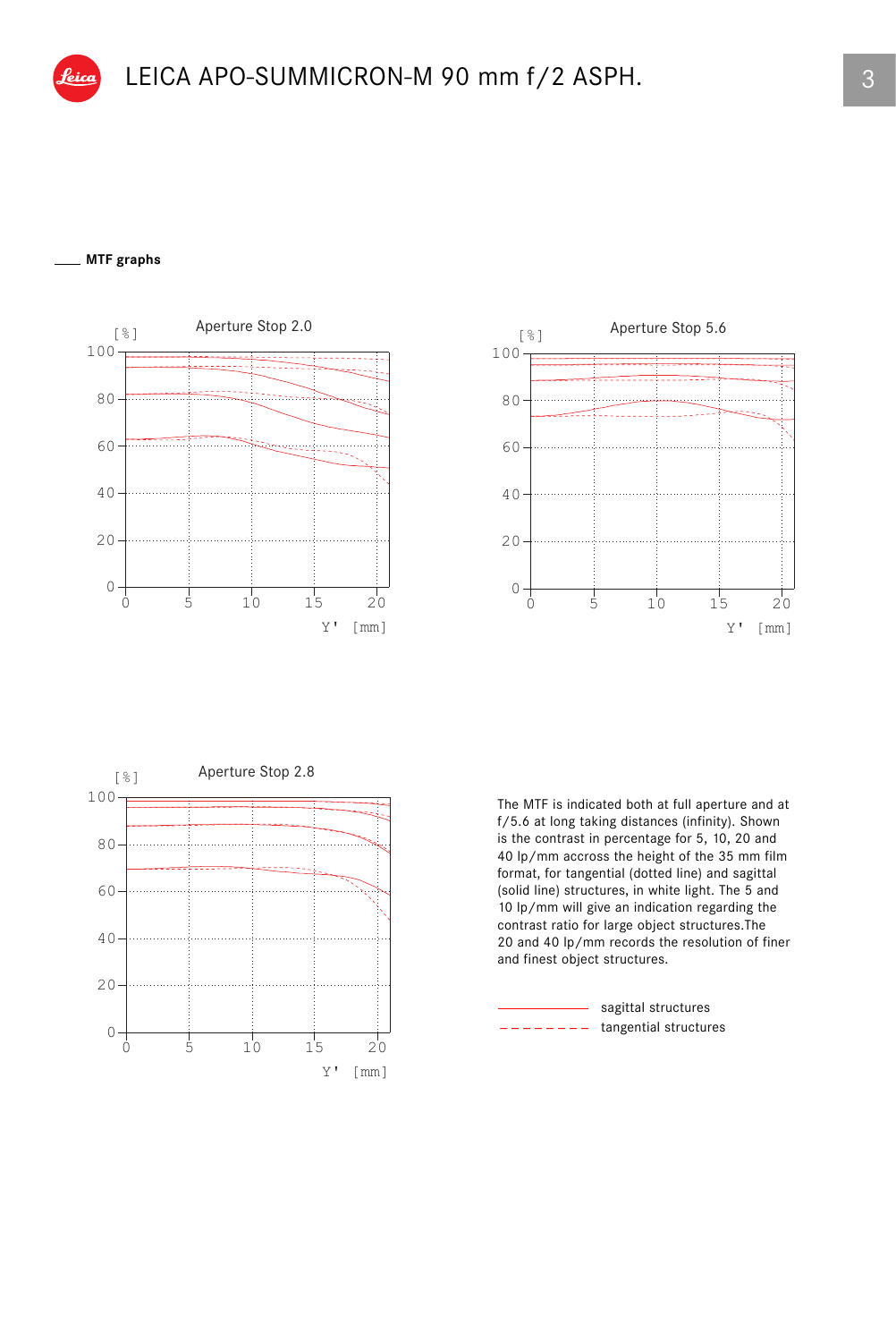# LEICA APO-SUMMICRON-M 90 mm f/2 ASPH.

## MTF graphs

Aperture Stop 2.0

[%]

100
80
60
40
20
0

0 5 10 15 20

Y' [mm]

Aperture Stop 5.6

[%]

100
80
60
40
20
0

0 5 10 15 20

Y' [mm]

Aperture Stop 2.8

[%]

100
80
60
40
20
0

0 5 10 15 20

Y' [mm]

The MTF is indicated both at full aperture and at f/5.6 at long taking distances (infinity). Shown is the contrast in percentage for 5, 10, 20 and 40 lp/mm accross the height of the 35 mm film format, for tangential (dotted line) and sagittal (solid line) structures, in white light. The 5 and 10 lp/mm will give an indication regarding the contrast ratio for large object structures.The 20 and 40 lp/mm records the resolution of finer and finest object structures.

——— sagittal structures

- - - - - - - tangential structures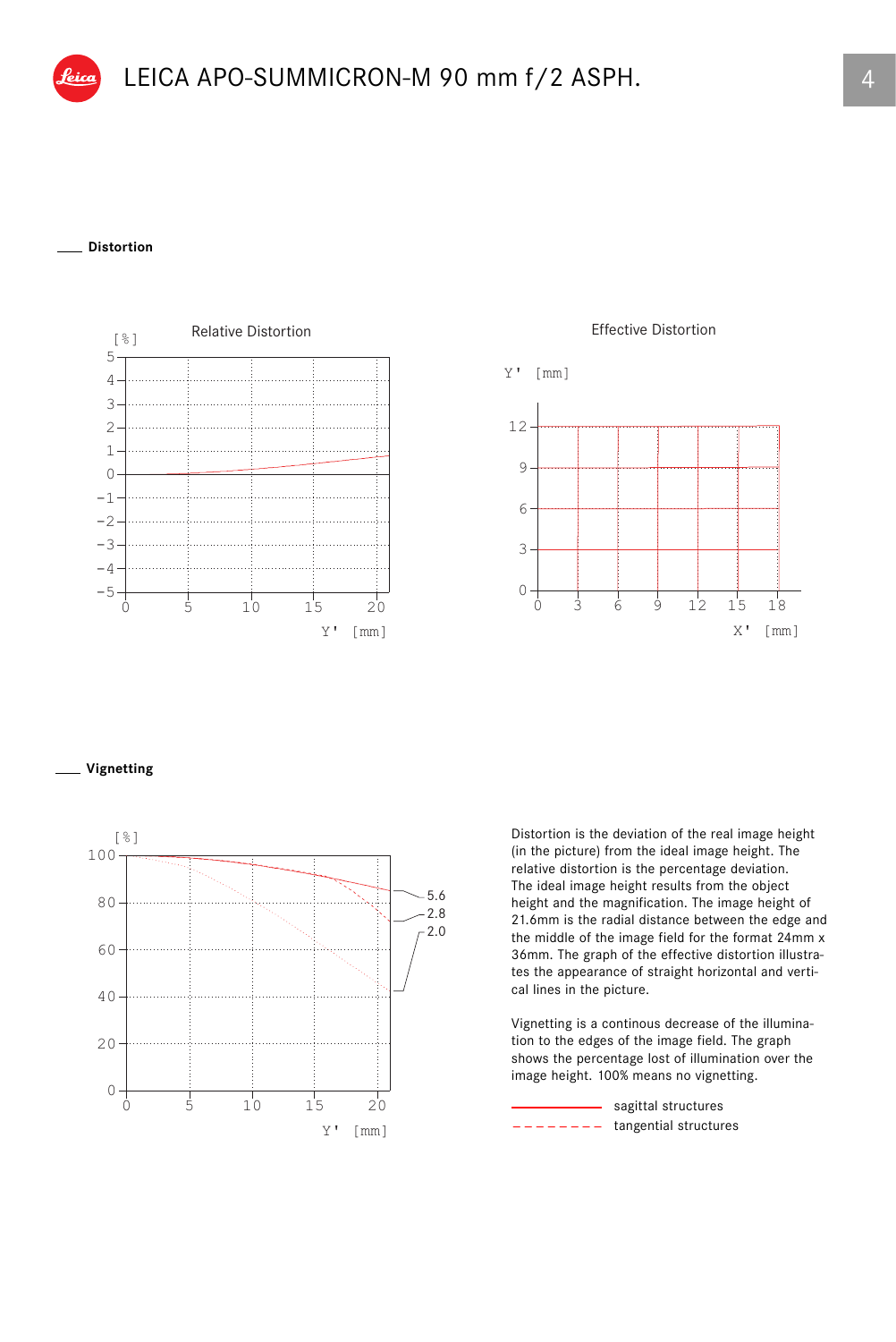# LEICA APO-SUMMICRON-M 90 mm f/2 ASPH.

## Distortion

Relative Distortion

[%]

Y' [mm]

Effective Distortion

Y' [mm]

X' [mm]

## Vignetting

[%]

Y' [mm]

5.6
2.8
2.0

Distortion is the deviation of the real image height (in the picture) from the ideal image height. The relative distortion is the percentage deviation. The ideal image height results from the object height and the magnification. The image height of 21.6mm is the radial distance between the edge and the middle of the image field for the format 24mm x 36mm. The graph of the effective distortion illustrates the appearance of straight horizontal and vertical lines in the picture.

Vignetting is a continous decrease of the illumination to the edges of the image field. The graph shows the percentage lost of illumination over the image height. 100% means no vignetting.

sagittal structures

tangential structures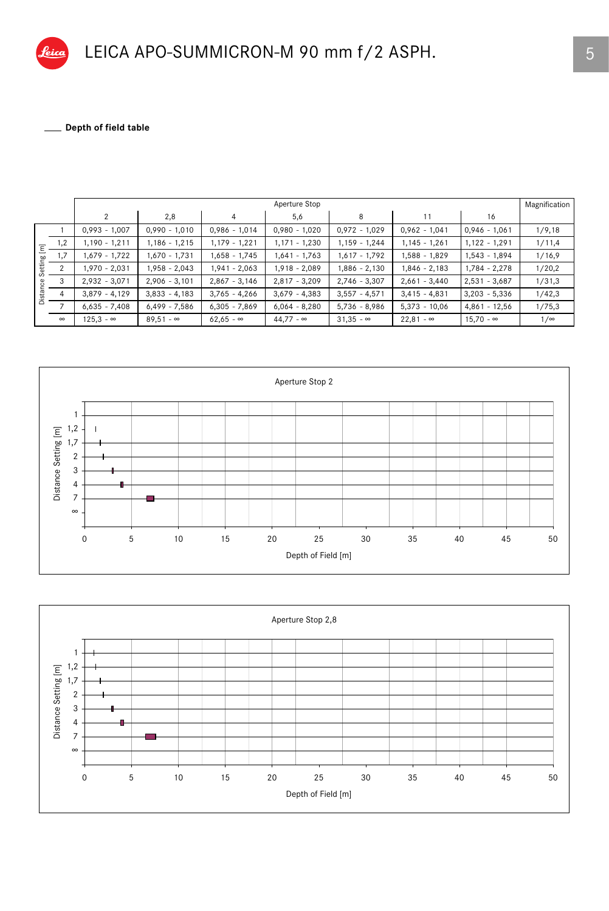# LEICA APO-SUMMICRON-M 90 mm f/2 ASPH.

**Depth of field table**

| Distance Setting [m] | Aperture Stop 2 | 2,8 | 4 | 5,6 | 8 | 11 | 16 | Magnification |
|---|---|---|---|---|---|---|---|---|
| 1 | 0,993 - 1,007 | 0,990 - 1,010 | 0,986 - 1,014 | 0,980 - 1,020 | 0,972 - 1,029 | 0,962 - 1,041 | 0,946 - 1,061 | 1/9,18 |
| 1,2 | 1,190 - 1,211 | 1,186 - 1,215 | 1,179 - 1,221 | 1,171 - 1,230 | 1,159 - 1,244 | 1,145 - 1,261 | 1,122 - 1,291 | 1/11,4 |
| 1,7 | 1,679 - 1,722 | 1,670 - 1,731 | 1,658 - 1,745 | 1,641 - 1,763 | 1,617 - 1,792 | 1,588 - 1,829 | 1,543 - 1,894 | 1/16,9 |
| 2 | 1,970 - 2,031 | 1,958 - 2,043 | 1,941 - 2,063 | 1,918 - 2,089 | 1,886 - 2,130 | 1,846 - 2,183 | 1,784 - 2,278 | 1/20,2 |
| 3 | 2,932 - 3,071 | 2,906 - 3,101 | 2,867 - 3,146 | 2,817 - 3,209 | 2,746 - 3,307 | 2,661 - 3,440 | 2,531 - 3,687 | 1/31,3 |
| 4 | 3,879 - 4,129 | 3,833 - 4,183 | 3,765 - 4,266 | 3,679 - 4,383 | 3,557 - 4,571 | 3,415 - 4,831 | 3,203 - 5,336 | 1/42,3 |
| 7 | 6,635 - 7,408 | 6,499 - 7,586 | 6,305 - 7,869 | 6,064 - 8,280 | 5,736 - 8,986 | 5,373 - 10,06 | 4,861 - 12,56 | 1/75,3 |
| ∞ | 125,3 - ∞ | 89,51 - ∞ | 62,65 - ∞ | 44,77 - ∞ | 31,35 - ∞ | 22,81 - ∞ | 15,70 - ∞ | 1/∞ |

Aperture Stop 2

Distance Setting [m]: 1, 1,2, 1,7, 2, 3, 4, 7, ∞

Depth of Field [m]: 0, 5, 10, 15, 20, 25, 30, 35, 40, 45, 50

Aperture Stop 2,8

Distance Setting [m]: 1, 1,2, 1,7, 2, 3, 4, 7, ∞

Depth of Field [m]: 0, 5, 10, 15, 20, 25, 30, 35, 40, 45, 50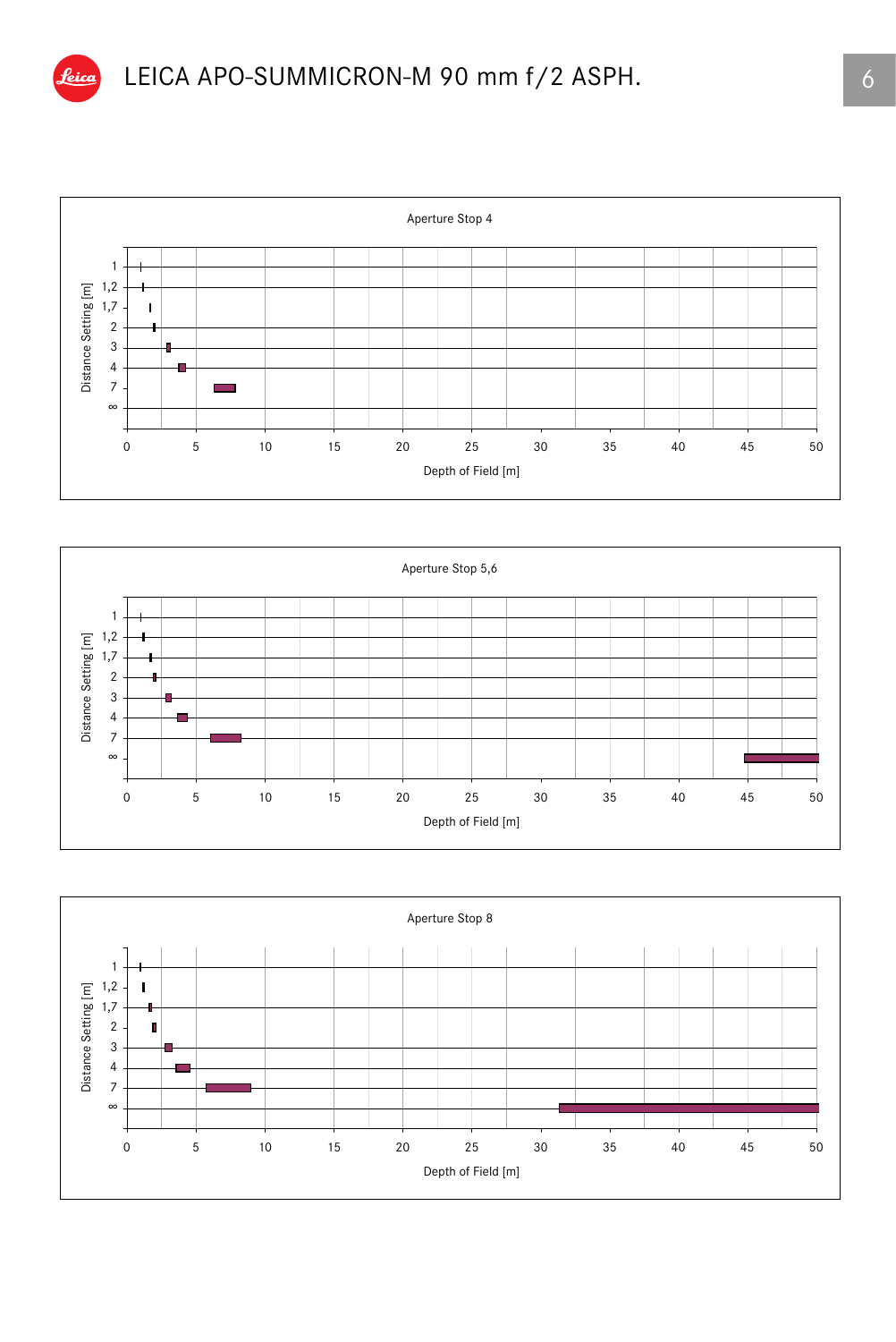# LEICA APO-SUMMICRON-M 90 mm f/2 ASPH.

Aperture Stop 4

Distance Setting [m]: 1, 1,2, 1,7, 2, 3, 4, 7, ∞

Depth of Field [m]: 0, 5, 10, 15, 20, 25, 30, 35, 40, 45, 50

Aperture Stop 5,6

Distance Setting [m]: 1, 1,2, 1,7, 2, 3, 4, 7, ∞

Depth of Field [m]: 0, 5, 10, 15, 20, 25, 30, 35, 40, 45, 50

Aperture Stop 8

Distance Setting [m]: 1, 1,2, 1,7, 2, 3, 4, 7, ∞

Depth of Field [m]: 0, 5, 10, 15, 20, 25, 30, 35, 40, 45, 50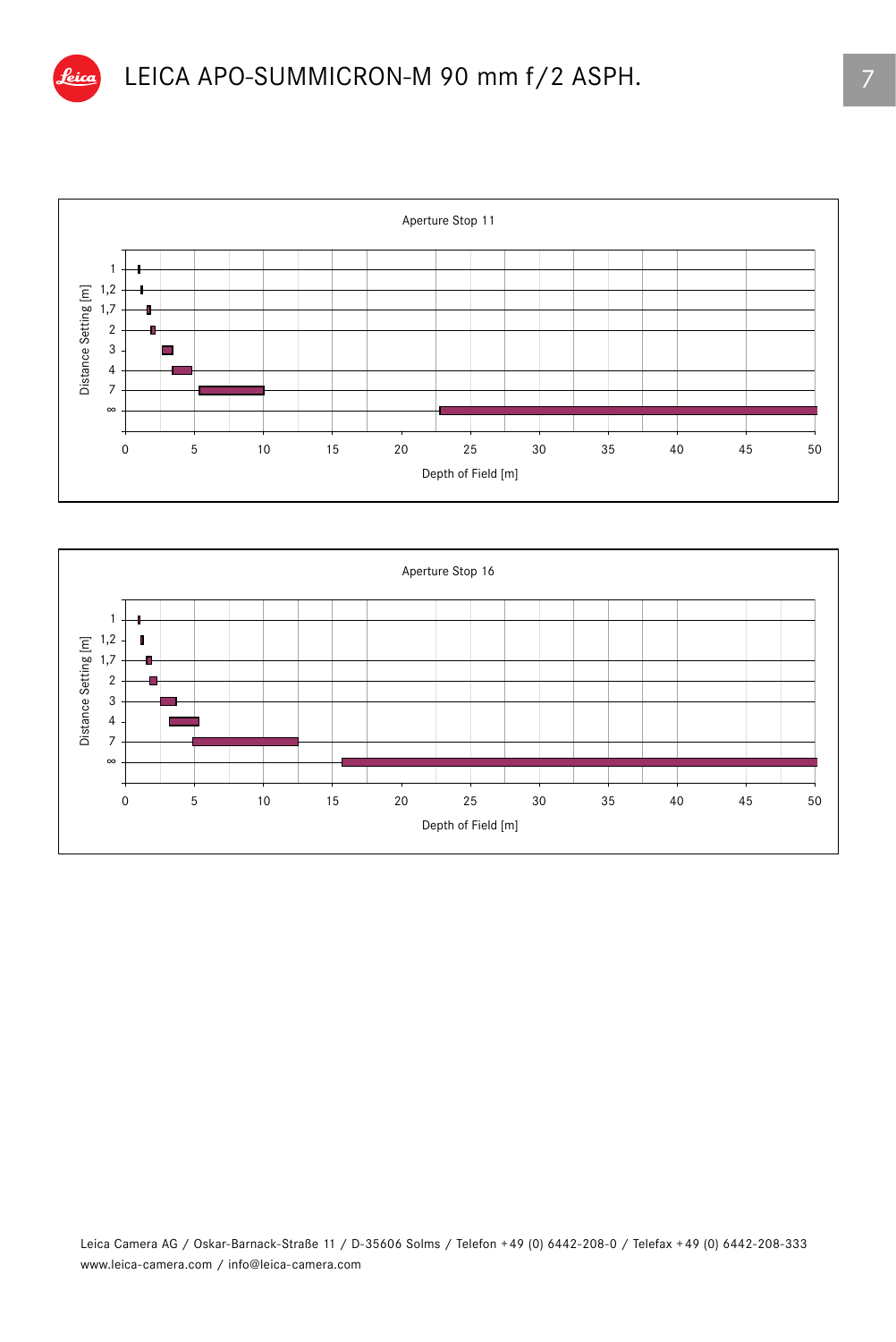# LEICA APO-SUMMICRON-M 90 mm f/2 ASPH.

Aperture Stop 11

Distance Setting [m]

1
1,2
1,7
2
3
4
7
∞

0 5 10 15 20 25 30 35 40 45 50

Depth of Field [m]

Aperture Stop 16

Distance Setting [m]

1
1,2
1,7
2
3
4
7
∞

0 5 10 15 20 25 30 35 40 45 50

Depth of Field [m]

Leica Camera AG / Oskar-Barnack-Straße 11 / D-35606 Solms / Telefon +49 (0) 6442-208-0 / Telefax +49 (0) 6442-208-333
www.leica-camera.com / info@leica-camera.com